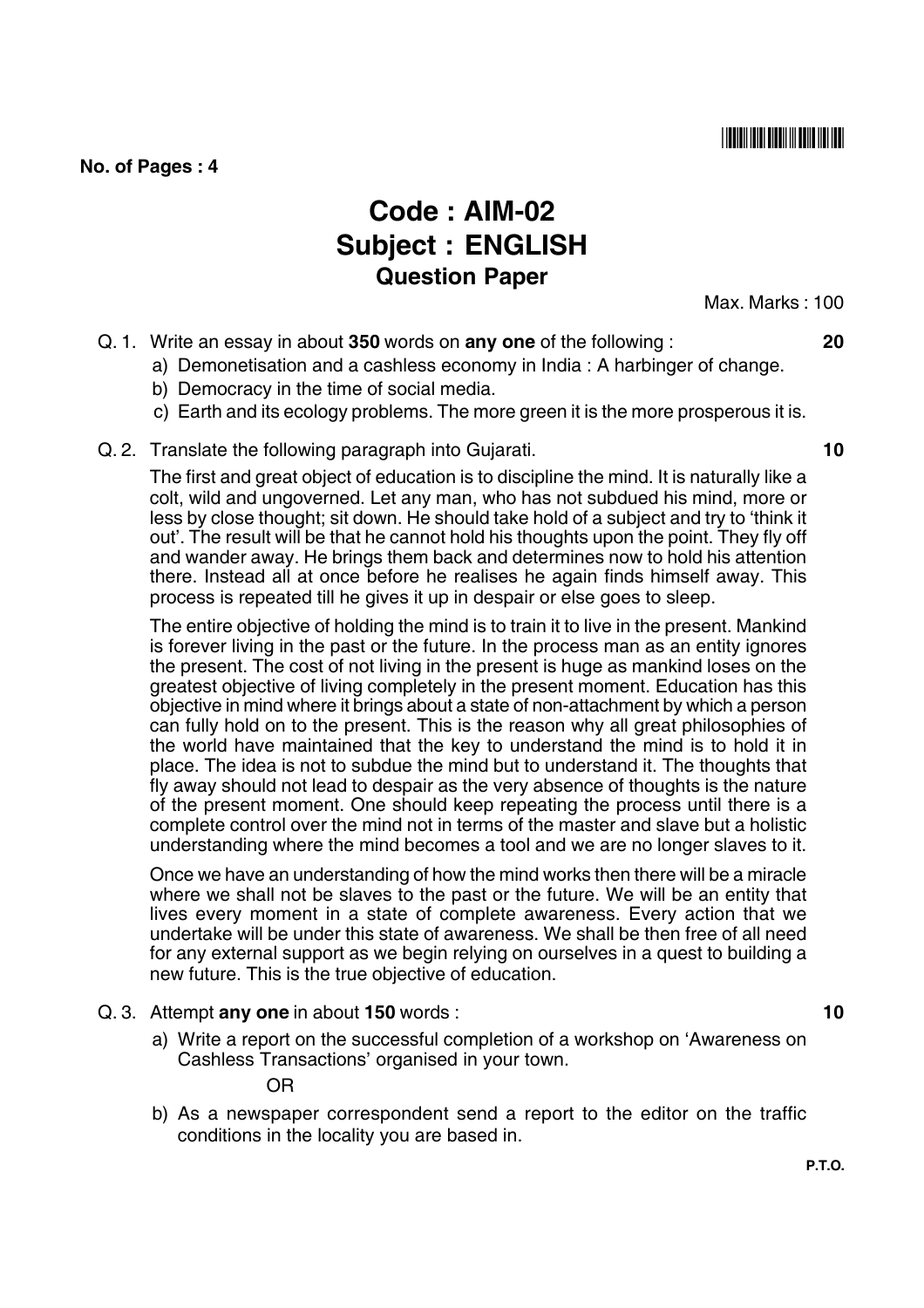**No. of Pages : 4**

# Code : AIM-02
# Subject : ENGLISH
## Question Paper

Max. Marks : 100

Q. 1. Write an essay in about **350** words on **any one** of the following : **20**

a) Demonetisation and a cashless economy in India : A harbinger of change.

b) Democracy in the time of social media.

c) Earth and its ecology problems. The more green it is the more prosperous it is.

Q. 2. Translate the following paragraph into Gujarati. **10**

The first and great object of education is to discipline the mind. It is naturally like a colt, wild and ungoverned. Let any man, who has not subdued his mind, more or less by close thought; sit down. He should take hold of a subject and try to 'think it out'. The result will be that he cannot hold his thoughts upon the point. They fly off and wander away. He brings them back and determines now to hold his attention there. Instead all at once before he realises he again finds himself away. This process is repeated till he gives it up in despair or else goes to sleep.

The entire objective of holding the mind is to train it to live in the present. Mankind is forever living in the past or the future. In the process man as an entity ignores the present. The cost of not living in the present is huge as mankind loses on the greatest objective of living completely in the present moment. Education has this objective in mind where it brings about a state of non-attachment by which a person can fully hold on to the present. This is the reason why all great philosophies of the world have maintained that the key to understand the mind is to hold it in place. The idea is not to subdue the mind but to understand it. The thoughts that fly away should not lead to despair as the very absence of thoughts is the nature of the present moment. One should keep repeating the process until there is a complete control over the mind not in terms of the master and slave but a holistic understanding where the mind becomes a tool and we are no longer slaves to it.

Once we have an understanding of how the mind works then there will be a miracle where we shall not be slaves to the past or the future. We will be an entity that lives every moment in a state of complete awareness. Every action that we undertake will be under this state of awareness. We shall be then free of all need for any external support as we begin relying on ourselves in a quest to building a new future. This is the true objective of education.

Q. 3. Attempt **any one** in about **150** words : **10**

a) Write a report on the successful completion of a workshop on 'Awareness on Cashless Transactions' organised in your town.

OR

b) As a newspaper correspondent send a report to the editor on the traffic conditions in the locality you are based in.

**P.T.O.**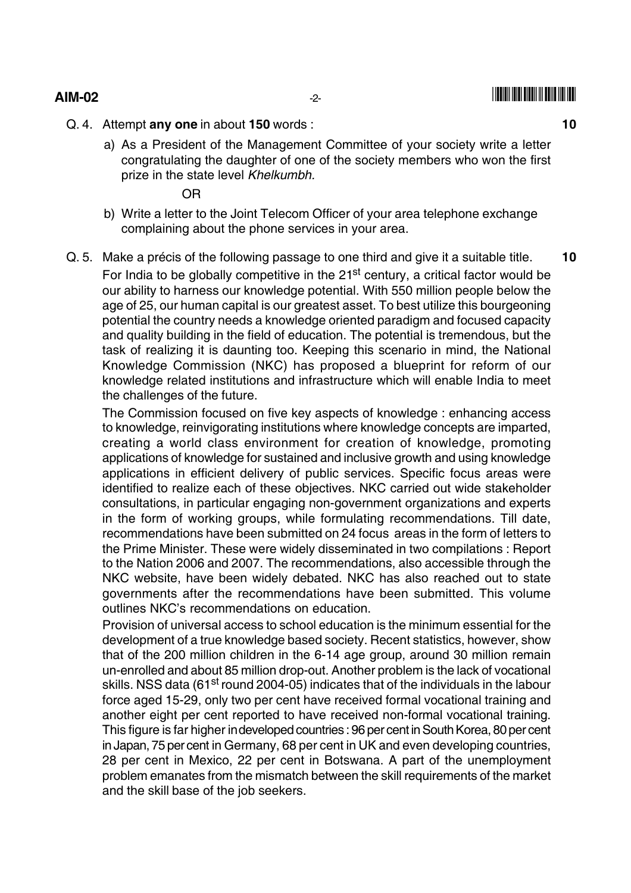Q. 4. Attempt **any one** in about **150** words : **10**

a) As a President of the Management Committee of your society write a letter congratulating the daughter of one of the society members who won the first prize in the state level *Khelkumbh.*

OR

b) Write a letter to the Joint Telecom Officer of your area telephone exchange complaining about the phone services in your area.

Q. 5. Make a précis of the following passage to one third and give it a suitable title. **10**

For India to be globally competitive in the 21st century, a critical factor would be our ability to harness our knowledge potential. With 550 million people below the age of 25, our human capital is our greatest asset. To best utilize this bourgeoning potential the country needs a knowledge oriented paradigm and focused capacity and quality building in the field of education. The potential is tremendous, but the task of realizing it is daunting too. Keeping this scenario in mind, the National Knowledge Commission (NKC) has proposed a blueprint for reform of our knowledge related institutions and infrastructure which will enable India to meet the challenges of the future.

The Commission focused on five key aspects of knowledge : enhancing access to knowledge, reinvigorating institutions where knowledge concepts are imparted, creating a world class environment for creation of knowledge, promoting applications of knowledge for sustained and inclusive growth and using knowledge applications in efficient delivery of public services. Specific focus areas were identified to realize each of these objectives. NKC carried out wide stakeholder consultations, in particular engaging non-government organizations and experts in the form of working groups, while formulating recommendations. Till date, recommendations have been submitted on 24 focus areas in the form of letters to the Prime Minister. These were widely disseminated in two compilations : Report to the Nation 2006 and 2007. The recommendations, also accessible through the NKC website, have been widely debated. NKC has also reached out to state governments after the recommendations have been submitted. This volume outlines NKC's recommendations on education.

Provision of universal access to school education is the minimum essential for the development of a true knowledge based society. Recent statistics, however, show that of the 200 million children in the 6-14 age group, around 30 million remain un-enrolled and about 85 million drop-out. Another problem is the lack of vocational skills. NSS data (61st round 2004-05) indicates that of the individuals in the labour force aged 15-29, only two per cent have received formal vocational training and another eight per cent reported to have received non-formal vocational training. This figure is far higher in developed countries : 96 per cent in South Korea, 80 per cent in Japan, 75 per cent in Germany, 68 per cent in UK and even developing countries, 28 per cent in Mexico, 22 per cent in Botswana. A part of the unemployment problem emanates from the mismatch between the skill requirements of the market and the skill base of the job seekers.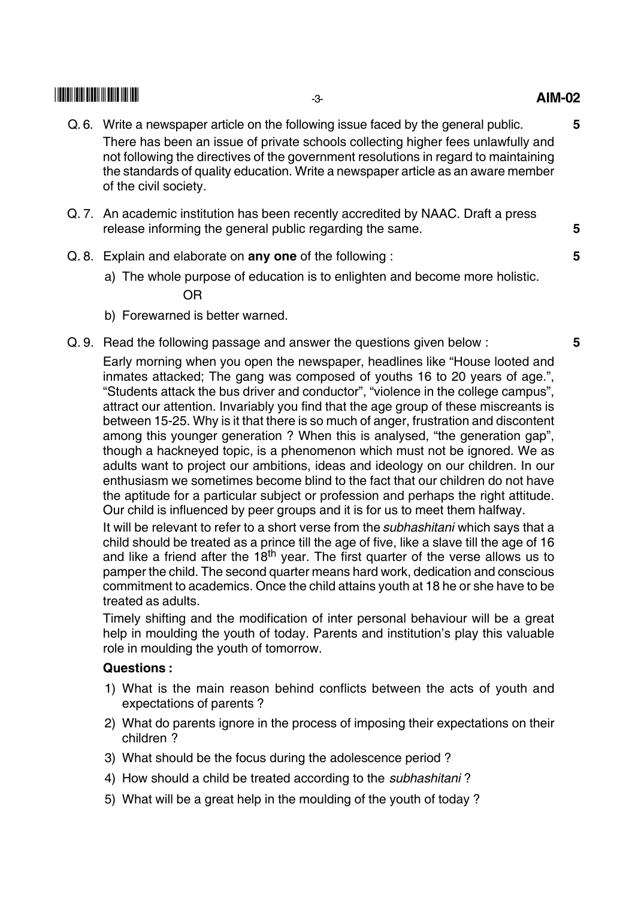Q. 6. Write a newspaper article on the following issue faced by the general public. **5**

There has been an issue of private schools collecting higher fees unlawfully and not following the directives of the government resolutions in regard to maintaining the standards of quality education. Write a newspaper article as an aware member of the civil society.

Q. 7. An academic institution has been recently accredited by NAAC. Draft a press release informing the general public regarding the same. **5**

Q. 8. Explain and elaborate on **any one** of the following : **5**

a) The whole purpose of education is to enlighten and become more holistic.

OR

b) Forewarned is better warned.

Q. 9. Read the following passage and answer the questions given below : **5**

Early morning when you open the newspaper, headlines like "House looted and inmates attacked; The gang was composed of youths 16 to 20 years of age.", "Students attack the bus driver and conductor", "violence in the college campus", attract our attention. Invariably you find that the age group of these miscreants is between 15-25. Why is it that there is so much of anger, frustration and discontent among this younger generation ? When this is analysed, "the generation gap", though a hackneyed topic, is a phenomenon which must not be ignored. We as adults want to project our ambitions, ideas and ideology on our children. In our enthusiasm we sometimes become blind to the fact that our children do not have the aptitude for a particular subject or profession and perhaps the right attitude. Our child is influenced by peer groups and it is for us to meet them halfway.

It will be relevant to refer to a short verse from the *subhashitani* which says that a child should be treated as a prince till the age of five, like a slave till the age of 16 and like a friend after the 18th year. The first quarter of the verse allows us to pamper the child. The second quarter means hard work, dedication and conscious commitment to academics. Once the child attains youth at 18 he or she have to be treated as adults.

Timely shifting and the modification of inter personal behaviour will be a great help in moulding the youth of today. Parents and institution's play this valuable role in moulding the youth of tomorrow.

**Questions :**

1) What is the main reason behind conflicts between the acts of youth and expectations of parents ?
2) What do parents ignore in the process of imposing their expectations on their children ?
3) What should be the focus during the adolescence period ?
4) How should a child be treated according to the *subhashitani* ?
5) What will be a great help in the moulding of the youth of today ?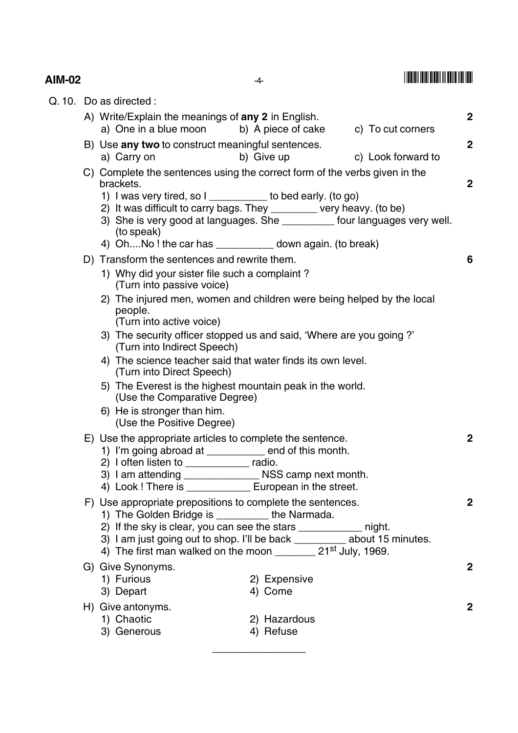Q. 10. Do as directed :

A) Write/Explain the meanings of **any 2** in English. **2**

a) One in a blue moon  b) A piece of cake  c) To cut corners

B) Use **any two** to construct meaningful sentences. **2**

a) Carry on  b) Give up  c) Look forward to

C) Complete the sentences using the correct form of the verbs given in the brackets. **2**

1) I was very tired, so I __________ to bed early. (to go)
2) It was difficult to carry bags. They ________ very heavy. (to be)
3) She is very good at languages. She _________ four languages very well. (to speak)
4) Oh....No ! the car has __________ down again. (to break)

D) Transform the sentences and rewrite them. **6**

1) Why did your sister file such a complaint ?
(Turn into passive voice)
2) The injured men, women and children were being helped by the local people.
(Turn into active voice)
3) The security officer stopped us and said, 'Where are you going ?'
(Turn into Indirect Speech)
4) The science teacher said that water finds its own level.
(Turn into Direct Speech)
5) The Everest is the highest mountain peak in the world.
(Use the Comparative Degree)
6) He is stronger than him.
(Use the Positive Degree)

E) Use the appropriate articles to complete the sentence. **2**

1) I'm going abroad at __________ end of this month.
2) I often listen to ___________ radio.
3) I am attending _____________ NSS camp next month.
4) Look ! There is ___________ European in the street.

F) Use appropriate prepositions to complete the sentences. **2**

1) The Golden Bridge is _________ the Narmada.
2) If the sky is clear, you can see the stars ___________ night.
3) I am just going out to shop. I'll be back _________ about 15 minutes.
4) The first man walked on the moon _______ 21st July, 1969.

G) Give Synonyms. **2**

1) Furious  2) Expensive
3) Depart  4) Come

H) Give antonyms. **2**

1) Chaotic  2) Hazardous
3) Generous  4) Refuse

________________